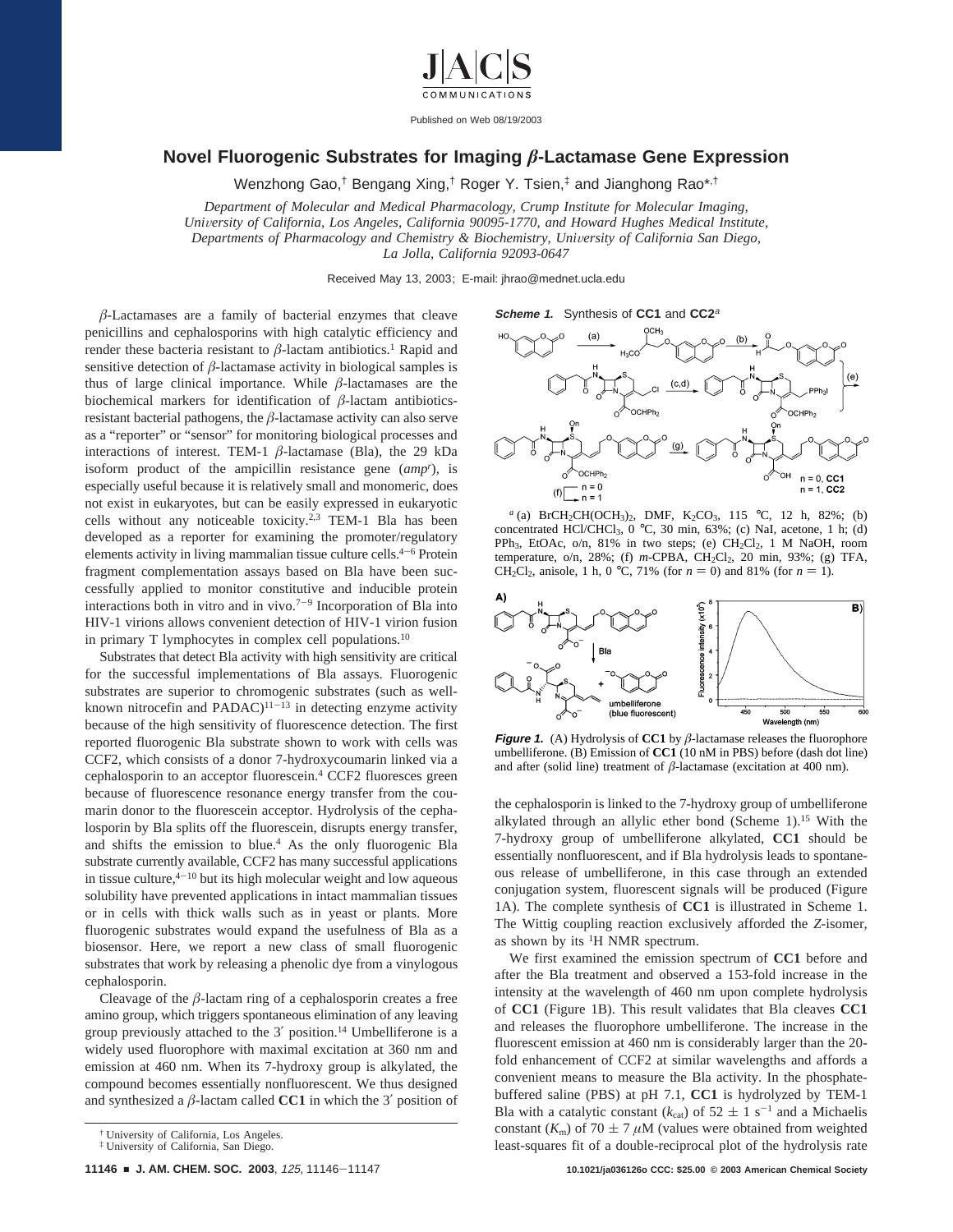# Novel Fluorogenic Substrates for Imaging $\beta$-Lactamase Gene Expression

Wenzhong Gao,[†] Bengang Xing,[†] Roger Y. Tsien,[‡] and Jianghong Rao*,[†]

*Department of Molecular and Medical Pharmacology, Crump Institute for Molecular Imaging, University of California, Los Angeles, California 90095-1770, and Howard Hughes Medical Institute, Departments of Pharmacology and Chemistry & Biochemistry, University of California San Diego, La Jolla, California 92093-0647*

Received May 13, 2003; E-mail: jhrao@mednet.ucla.edu

$\beta$-Lactamases are a family of bacterial enzymes that cleave penicillins and cephalosporins with high catalytic efficiency and render these bacteria resistant to $\beta$-lactam antibiotics.[1] Rapid and sensitive detection of $\beta$-lactamase activity in biological samples is thus of large clinical importance. While $\beta$-lactamases are the biochemical markers for identification of $\beta$-lactam antibiotics-resistant bacterial pathogens, the $\beta$-lactamase activity can also serve as a "reporter" or "sensor" for monitoring biological processes and interactions of interest. TEM-1 $\beta$-lactamase (Bla), the 29 kDa isoform product of the ampicillin resistance gene (*amp*[r]), is especially useful because it is relatively small and monomeric, does not exist in eukaryotes, but can be easily expressed in eukaryotic cells without any noticeable toxicity.[2,3] TEM-1 Bla has been developed as a reporter for examining the promoter/regulatory elements activity in living mammalian tissue culture cells.[4-6] Protein fragment complementation assays based on Bla have been successfully applied to monitor constitutive and inducible protein interactions both in vitro and in vivo.[7-9] Incorporation of Bla into HIV-1 virions allows convenient detection of HIV-1 virion fusion in primary T lymphocytes in complex cell populations.[10]

Substrates that detect Bla activity with high sensitivity are critical for the successful implementations of Bla assays. Fluorogenic substrates are superior to chromogenic substrates (such as well-known nitrocefin and PADAC)[11-13] in detecting enzyme activity because of the high sensitivity of fluorescence detection. The first reported fluorogenic Bla substrate shown to work with cells was CCF2, which consists of a donor 7-hydroxycoumarin linked via a cephalosporin to an acceptor fluorescein.[4] CCF2 fluoresces green because of fluorescence resonance energy transfer from the coumarin donor to the fluorescein acceptor. Hydrolysis of the cephalosporin by Bla splits off the fluorescein, disrupts energy transfer, and shifts the emission to blue.[4] As the only fluorogenic Bla substrate currently available, CCF2 has many successful applications in tissue culture,[4-10] but its high molecular weight and low aqueous solubility have prevented applications in intact mammalian tissues or in cells with thick walls such as in yeast or plants. More fluorogenic substrates would expand the usefulness of Bla as a biosensor. Here, we report a new class of small fluorogenic substrates that work by releasing a phenolic dye from a vinylogous cephalosporin.

Cleavage of the $\beta$-lactam ring of a cephalosporin creates a free amino group, which triggers spontaneous elimination of any leaving group previously attached to the 3′ position.[14] Umbelliferone is a widely used fluorophore with maximal excitation at 360 nm and emission at 460 nm. When its 7-hydroxy group is alkylated, the compound becomes essentially nonfluorescent. We thus designed and synthesized a $\beta$-lactam called **CC1** in which the 3′ position of the cephalosporin is linked to the 7-hydroxy group of umbelliferone alkylated through an allylic ether bond (Scheme 1).[15] With the 7-hydroxy group of umbelliferone alkylated, **CC1** should be essentially nonfluorescent, and if Bla hydrolysis leads to spontaneous release of umbelliferone, in this case through an extended conjugation system, fluorescent signals will be produced (Figure 1A). The complete synthesis of **CC1** is illustrated in Scheme 1. The Wittig coupling reaction exclusively afforded the *Z*-isomer, as shown by its $^1$H NMR spectrum.

**Scheme 1.** Synthesis of **CC1** and **CC2**[a]

[a] (a) $BrCH_2CH(OCH_3)_2$, DMF, $K_2CO_3$, 115 °C, 12 h, 82%; (b) concentrated $HCl/CHCl_3$, 0 °C, 30 min, 63%; (c) NaI, acetone, 1 h; (d) $PPh_3$, EtOAc, o/n, 81% in two steps; (e) $CH_2Cl_2$, 1 M NaOH, room temperature, o/n, 28%; (f) *m*-CPBA, $CH_2Cl_2$, 20 min, 93%; (g) TFA, $CH_2Cl_2$, anisole, 1 h, 0 °C, 71% (for $n = 0$) and 81% (for $n = 1$).

**Figure 1.** (A) Hydrolysis of **CC1** by $\beta$-lactamase releases the fluorophore umbelliferone. (B) Emission of **CC1** (10 nM in PBS) before (dash dot line) and after (solid line) treatment of $\beta$-lactamase (excitation at 400 nm).

We first examined the emission spectrum of **CC1** before and after the Bla treatment and observed a 153-fold increase in the intensity at the wavelength of 460 nm upon complete hydrolysis of **CC1** (Figure 1B). This result validates that Bla cleaves **CC1** and releases the fluorophore umbelliferone. The increase in the fluorescent emission at 460 nm is considerably larger than the 20-fold enhancement of CCF2 at similar wavelengths and affords a convenient means to measure the Bla activity. In the phosphate-buffered saline (PBS) at pH 7.1, **CC1** is hydrolyzed by TEM-1 Bla with a catalytic constant ($k_{cat}$) of $52 \pm 1$ s$^{-1}$ and a Michaelis constant ($K_m$) of $70 \pm 7$ $\mu$M (values were obtained from weighted least-squares fit of a double-reciprocal plot of the hydrolysis rate

[†] University of California, Los Angeles.
[‡] University of California, San Diego.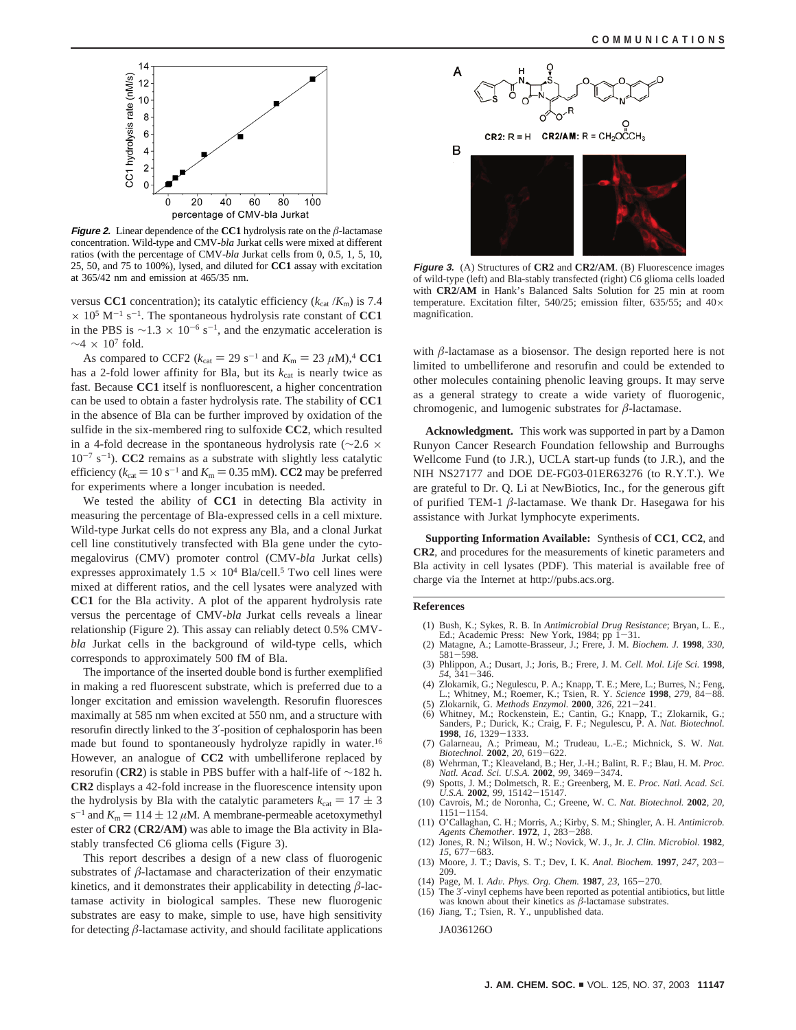14
12
10
8
6
4
2
0
CC1 hydrolysis rate (nM/s)
0 20 40 60 80 100
percentage of CMV-bla Jurkat

***Figure 2.*** Linear dependence of the **CC1** hydrolysis rate on the $\beta$-lactamase concentration. Wild-type and CMV-*bla* Jurkat cells were mixed at different ratios (with the percentage of CMV-*bla* Jurkat cells from 0, 0.5, 1, 5, 10, 25, 50, and 75 to 100%), lysed, and diluted for **CC1** assay with excitation at 365/42 nm and emission at 465/35 nm.

versus **CC1** concentration); its catalytic efficiency ($k_{cat}/K_m$) is 7.4 $\times$ $10^5$ $M^{-1}$ $s^{-1}$. The spontaneous hydrolysis rate constant of **CC1** in the PBS is $\sim$1.3 $\times$ $10^{-6}$ $s^{-1}$, and the enzymatic acceleration is $\sim$4 $\times$ $10^7$ fold.

As compared to CCF2 ($k_{cat}$ = 29 $s^{-1}$ and $K_m$ = 23 $\mu$M),[4] **CC1** has a 2-fold lower affinity for Bla, but its $k_{cat}$ is nearly twice as fast. Because **CC1** itself is nonfluorescent, a higher concentration can be used to obtain a faster hydrolysis rate. The stability of **CC1** in the absence of Bla can be further improved by oxidation of the sulfide in the six-membered ring to sulfoxide **CC2**, which resulted in a 4-fold decrease in the spontaneous hydrolysis rate ($\sim$2.6 $\times$ $10^{-7}$ $s^{-1}$). **CC2** remains as a substrate with slightly less catalytic efficiency ($k_{cat}$ = 10 $s^{-1}$ and $K_m$ = 0.35 mM). **CC2** may be preferred for experiments where a longer incubation is needed.

We tested the ability of **CC1** in detecting Bla activity in measuring the percentage of Bla-expressed cells in a cell mixture. Wild-type Jurkat cells do not express any Bla, and a clonal Jurkat cell line constitutively transfected with Bla gene under the cytomegalovirus (CMV) promoter control (CMV-*bla* Jurkat cells) expresses approximately 1.5 $\times$ $10^4$ Bla/cell.[5] Two cell lines were mixed at different ratios, and the cell lysates were analyzed with **CC1** for the Bla activity. A plot of the apparent hydrolysis rate versus the percentage of CMV-*bla* Jurkat cells reveals a linear relationship (Figure 2). This assay can reliably detect 0.5% CMV-*bla* Jurkat cells in the background of wild-type cells, which corresponds to approximately 500 fM of Bla.

The importance of the inserted double bond is further exemplified in making a red fluorescent substrate, which is preferred due to a longer excitation and emission wavelength. Resorufin fluoresces maximally at 585 nm when excited at 550 nm, and a structure with resorufin directly linked to the 3′-position of cephalosporin has been made but found to spontaneously hydrolyze rapidly in water.[16] However, an analogue of **CC2** with umbelliferone replaced by resorufin (**CR2**) is stable in PBS buffer with a half-life of $\sim$182 h. **CR2** displays a 42-fold increase in the fluorescence intensity upon the hydrolysis by Bla with the catalytic parameters $k_{cat}$ = 17 $\pm$ 3 $s^{-1}$ and $K_m$ = 114 $\pm$ 12 $\mu$M. A membrane-permeable acetoxymethyl ester of **CR2** (**CR2/AM**) was able to image the Bla activity in Bla-stably transfected C6 glioma cells (Figure 3).

This report describes a design of a new class of fluorogenic substrates of $\beta$-lactamase and characterization of their enzymatic kinetics, and it demonstrates their applicability in detecting $\beta$-lactamase activity in biological samples. These new fluorogenic substrates are easy to make, simple to use, have high sensitivity for detecting $\beta$-lactamase activity, and should facilitate applications

A

**CR2:** R = H **CR2/AM:** R = $CH_2OCCH_3$ (with C=O)

B

***Figure 3.*** (A) Structures of **CR2** and **CR2/AM**. (B) Fluorescence images of wild-type (left) and Bla-stably transfected (right) C6 glioma cells loaded with **CR2/AM** in Hank's Balanced Salts Solution for 25 min at room temperature. Excitation filter, 540/25; emission filter, 635/55; and 40$\times$ magnification.

with $\beta$-lactamase as a biosensor. The design reported here is not limited to umbelliferone and resorufin and could be extended to other molecules containing phenolic leaving groups. It may serve as a general strategy to create a wide variety of fluorogenic, chromogenic, and lumogenic substrates for $\beta$-lactamase.

**Acknowledgment.** This work was supported in part by a Damon Runyon Cancer Research Foundation fellowship and Burroughs Wellcome Fund (to J.R.), UCLA start-up funds (to J.R.), and the NIH NS27177 and DOE DE-FG03-01ER63276 (to R.Y.T.). We are grateful to Dr. Q. Li at NewBiotics, Inc., for the generous gift of purified TEM-1 $\beta$-lactamase. We thank Dr. Hasegawa for his assistance with Jurkat lymphocyte experiments.

**Supporting Information Available:** Synthesis of **CC1**, **CC2**, and **CR2**, and procedures for the measurements of kinetic parameters and Bla activity in cell lysates (PDF). This material is available free of charge via the Internet at http://pubs.acs.org.

## References

(1) Bush, K.; Sykes, R. B. In *Antimicrobial Drug Resistance*; Bryan, L. E., Ed.; Academic Press: New York, 1984; pp 1−31.
(2) Matagne, A.; Lamotte-Brasseur, J.; Frere, J. M. *Biochem. J.* **1998**, *330*, 581−598.
(3) Phlippon, A.; Dusart, J.; Joris, B.; Frere, J. M. *Cell. Mol. Life Sci.* **1998**, *54*, 341−346.
(4) Zlokarnik, G.; Negulescu, P. A.; Knapp, T. E.; Mere, L.; Burres, N.; Feng, L.; Whitney, M.; Roemer, K.; Tsien, R. Y. *Science* **1998**, *279*, 84−88.
(5) Zlokarnik, G. *Methods Enzymol.* **2000**, *326*, 221−241.
(6) Whitney, M.; Rockenstein, E.; Cantin, G.; Knapp, T.; Zlokarnik, G.; Sanders, P.; Durick, K.; Craig, F. F.; Negulescu, P. A. *Nat. Biotechnol.* **1998**, *16*, 1329−1333.
(7) Galarneau, A.; Primeau, M.; Trudeau, L.-E.; Michnick, S. W. *Nat. Biotechnol.* **2002**, *20*, 619−622.
(8) Wehrman, T.; Kleaveland, B.; Her, J.-H.; Balint, R. F.; Blau, H. M. *Proc. Natl. Acad. Sci. U.S.A.* **2002**, *99*, 3469−3474.
(9) Spotts, J. M.; Dolmetsch, R. E.; Greenberg, M. E. *Proc. Natl. Acad. Sci. U.S.A.* **2002**, *99*, 15142−15147.
(10) Cavrois, M.; de Noronha, C.; Greene, W. C. *Nat. Biotechnol.* **2002**, *20*, 1151−1154.
(11) O'Callaghan, C. H.; Morris, A.; Kirby, S. M.; Shingler, A. H. *Antimicrob. Agents Chemother.* **1972**, *1*, 283−288.
(12) Jones, R. N.; Wilson, H. W.; Novick, W. J., Jr. *J. Clin. Microbiol.* **1982**, *15*, 677−683.
(13) Moore, J. T.; Davis, S. T.; Dev, I. K. *Anal. Biochem.* **1997**, *247*, 203−209.
(14) Page, M. I. *Adv. Phys. Org. Chem.* **1987**, *23*, 165−270.
(15) The 3′-vinyl cephems have been reported as potential antibiotics, but little was known about their kinetics as $\beta$-lactamase substrates.
(16) Jiang, T.; Tsien, R. Y., unpublished data.

JA036126O